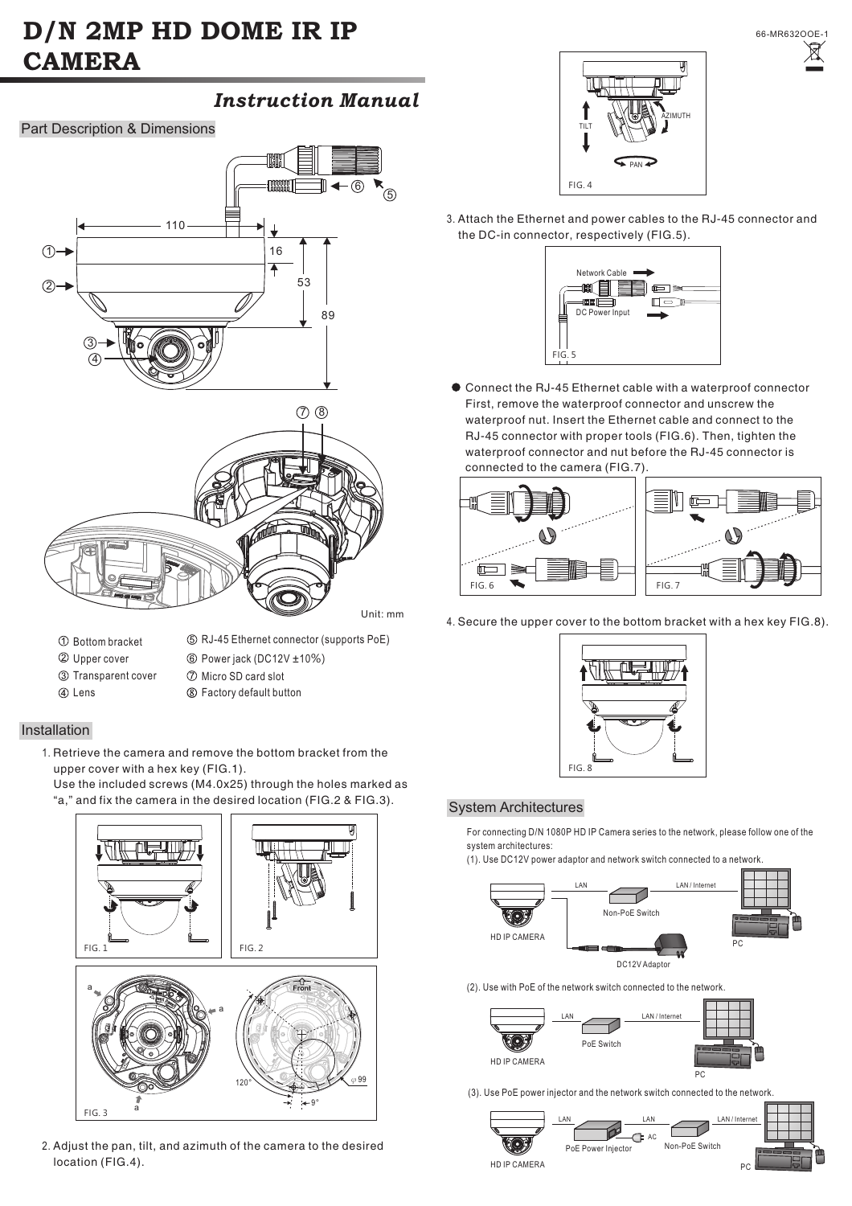# D/N 2MP HD DOME IR IP CAMERA

66-MR632OOE-1

## *Instruction Manual*

### Part Description & Dimensions

Unit: mm

① Bottom bracket
② Upper cover
③ Transparent cover
④ Lens
⑤ RJ-45 Ethernet connector (supports PoE)
⑥ Power jack (DC12V ±10%)
⑦ Micro SD card slot
⑧ Factory default button

### Installation

1. Retrieve the camera and remove the bottom bracket from the upper cover with a hex key (FIG.1).
   Use the included screws (M4.0x25) through the holes marked as "a," and fix the camera in the desired location (FIG.2 & FIG.3).

FIG. 1

FIG. 2

FIG. 3

2. Adjust the pan, tilt, and azimuth of the camera to the desired location (FIG.4).

FIG. 4

3. Attach the Ethernet and power cables to the RJ-45 connector and the DC-in connector, respectively (FIG.5).

FIG. 5

- Connect the RJ-45 Ethernet cable with a waterproof connector
  First, remove the waterproof connector and unscrew the waterproof nut. Insert the Ethernet cable and connect to the RJ-45 connector with proper tools (FIG.6). Then, tighten the waterproof connector and nut before the RJ-45 connector is connected to the camera (FIG.7).

FIG. 6

FIG. 7

4. Secure the upper cover to the bottom bracket with a hex key FIG.8).

FIG. 8

### System Architectures

For connecting D/N 1080P HD IP Camera series to the network, please follow one of the system architectures:

(1). Use DC12V power adaptor and network switch connected to a network.

(2). Use with PoE of the network switch connected to the network.

(3). Use PoE power injector and the network switch connected to the network.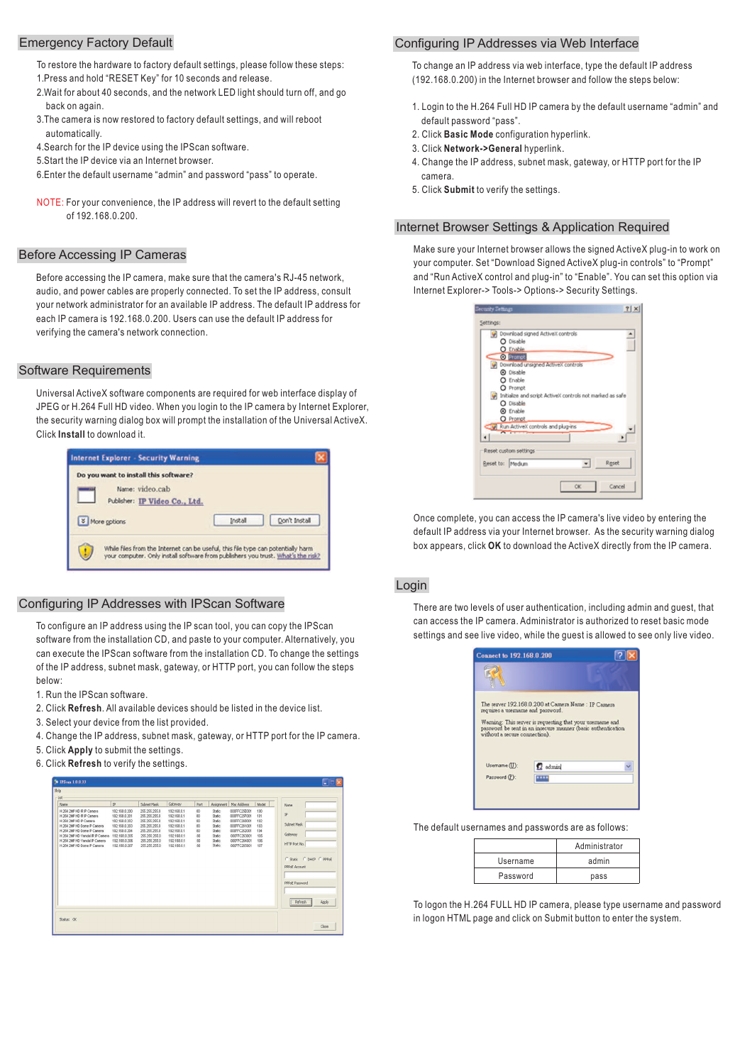## Emergency Factory Default

To restore the hardware to factory default settings, please follow these steps:

1.Press and hold "RESET Key" for 10 seconds and release.

2.Wait for about 40 seconds, and the network LED light should turn off, and go back on again.

3.The camera is now restored to factory default settings, and will reboot automatically.

4.Search for the IP device using the IPScan software.

5.Start the IP device via an Internet browser.

6.Enter the default username "admin" and password "pass" to operate.

NOTE: For your convenience, the IP address will revert to the default setting of 192.168.0.200.

## Before Accessing IP Cameras

Before accessing the IP camera, make sure that the camera's RJ-45 network, audio, and power cables are properly connected. To set the IP address, consult your network administrator for an available IP address. The default IP address for each IP camera is 192.168.0.200. Users can use the default IP address for verifying the camera's network connection.

## Software Requirements

Universal ActiveX software components are required for web interface display of JPEG or H.264 Full HD video. When you login to the IP camera by Internet Explorer, the security warning dialog box will prompt the installation of the Universal ActiveX. Click **Install** to download it.

## Configuring IP Addresses with IPScan Software

To configure an IP address using the IP scan tool, you can copy the IPScan software from the installation CD, and paste to your computer. Alternatively, you can execute the IPScan software from the installation CD. To change the settings of the IP address, subnet mask, gateway, or HTTP port, you can follow the steps below:

1. Run the IPScan software.
2. Click **Refresh**. All available devices should be listed in the device list.
3. Select your device from the list provided.
4. Change the IP address, subnet mask, gateway, or HTTP port for the IP camera.
5. Click **Apply** to submit the settings.
6. Click **Refresh** to verify the settings.

## Configuring IP Addresses via Web Interface

To change an IP address via web interface, type the default IP address (192.168.0.200) in the Internet browser and follow the steps below:

1. Login to the H.264 Full HD IP camera by the default username "admin" and default password "pass".
2. Click **Basic Mode** configuration hyperlink.
3. Click **Network->General** hyperlink.
4. Change the IP address, subnet mask, gateway, or HTTP port for the IP camera.
5. Click **Submit** to verify the settings.

## Internet Browser Settings & Application Required

Make sure your Internet browser allows the signed ActiveX plug-in to work on your computer. Set "Download Signed ActiveX plug-in controls" to "Prompt" and "Run ActiveX control and plug-in" to "Enable". You can set this option via Internet Explorer-> Tools-> Options-> Security Settings.

Once complete, you can access the IP camera's live video by entering the default IP address via your Internet browser. As the security warning dialog box appears, click **OK** to download the ActiveX directly from the IP camera.

## Login

There are two levels of user authentication, including admin and guest, that can access the IP camera. Administrator is authorized to reset basic mode settings and see live video, while the guest is allowed to see only live video.

The default usernames and passwords are as follows:

| | Administrator |
|---|---|
| Username | admin |
| Password | pass |

To logon the H.264 FULL HD IP camera, please type username and password in logon HTML page and click on Submit button to enter the system.